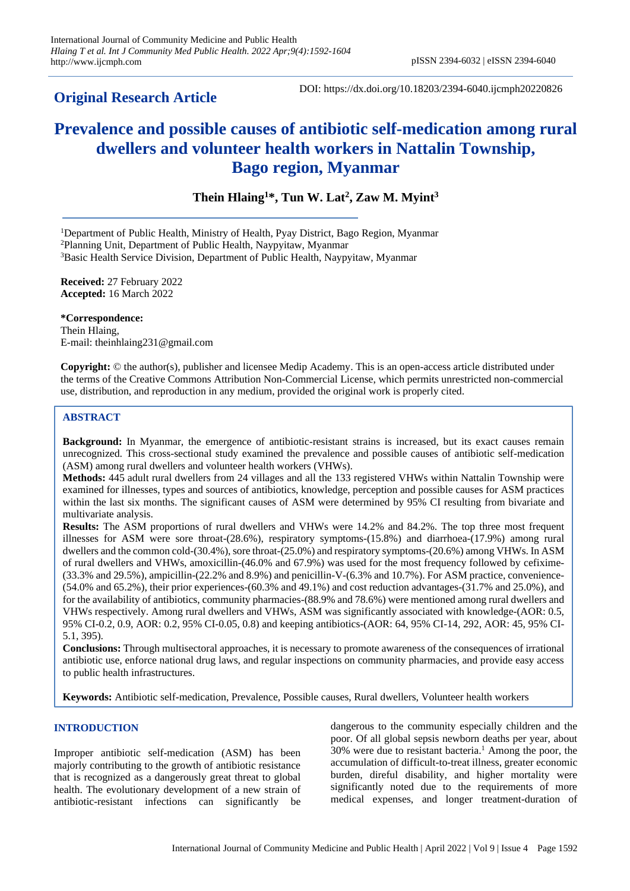**Original Research Article**

DOI: https://dx.doi.org/10.18203/2394-6040.ijcmph20220826

# Prevalence and possible causes of antibiotic self-medication among rural dwellers and volunteer health workers in Nattalin Township, Bago region, Myanmar

**Thein Hlaing[1]*, Tun W. Lat[2], Zaw M. Myint[3]**

[1]Department of Public Health, Ministry of Health, Pyay District, Bago Region, Myanmar
[2]Planning Unit, Department of Public Health, Naypyitaw, Myanmar
[3]Basic Health Service Division, Department of Public Health, Naypyitaw, Myanmar

**Received:** 27 February 2022
**Accepted:** 16 March 2022

***Correspondence:**
Thein Hlaing,
E-mail: theinhlaing231@gmail.com

**Copyright:** © the author(s), publisher and licensee Medip Academy. This is an open-access article distributed under the terms of the Creative Commons Attribution Non-Commercial License, which permits unrestricted non-commercial use, distribution, and reproduction in any medium, provided the original work is properly cited.

## ABSTRACT

**Background:** In Myanmar, the emergence of antibiotic-resistant strains is increased, but its exact causes remain unrecognized. This cross-sectional study examined the prevalence and possible causes of antibiotic self-medication (ASM) among rural dwellers and volunteer health workers (VHWs).

**Methods:** 445 adult rural dwellers from 24 villages and all the 133 registered VHWs within Nattalin Township were examined for illnesses, types and sources of antibiotics, knowledge, perception and possible causes for ASM practices within the last six months. The significant causes of ASM were determined by 95% CI resulting from bivariate and multivariate analysis.

**Results:** The ASM proportions of rural dwellers and VHWs were 14.2% and 84.2%. The top three most frequent illnesses for ASM were sore throat-(28.6%), respiratory symptoms-(15.8%) and diarrhoea-(17.9%) among rural dwellers and the common cold-(30.4%), sore throat-(25.0%) and respiratory symptoms-(20.6%) among VHWs. In ASM of rural dwellers and VHWs, amoxicillin-(46.0% and 67.9%) was used for the most frequency followed by cefixime-(33.3% and 29.5%), ampicillin-(22.2% and 8.9%) and penicillin-V-(6.3% and 10.7%). For ASM practice, convenience-(54.0% and 65.2%), their prior experiences-(60.3% and 49.1%) and cost reduction advantages-(31.7% and 25.0%), and for the availability of antibiotics, community pharmacies-(88.9% and 78.6%) were mentioned among rural dwellers and VHWs respectively. Among rural dwellers and VHWs, ASM was significantly associated with knowledge-(AOR: 0.5, 95% CI-0.2, 0.9, AOR: 0.2, 95% CI-0.05, 0.8) and keeping antibiotics-(AOR: 64, 95% CI-14, 292, AOR: 45, 95% CI-5.1, 395).

**Conclusions:** Through multisectoral approaches, it is necessary to promote awareness of the consequences of irrational antibiotic use, enforce national drug laws, and regular inspections on community pharmacies, and provide easy access to public health infrastructures.

**Keywords:** Antibiotic self-medication, Prevalence, Possible causes, Rural dwellers, Volunteer health workers

## INTRODUCTION

Improper antibiotic self-medication (ASM) has been majorly contributing to the growth of antibiotic resistance that is recognized as a dangerously great threat to global health. The evolutionary development of a new strain of antibiotic-resistant infections can significantly be dangerous to the community especially children and the poor. Of all global sepsis newborn deaths per year, about 30% were due to resistant bacteria.[1] Among the poor, the accumulation of difficult-to-treat illness, greater economic burden, direful disability, and higher mortality were significantly noted due to the requirements of more medical expenses, and longer treatment-duration of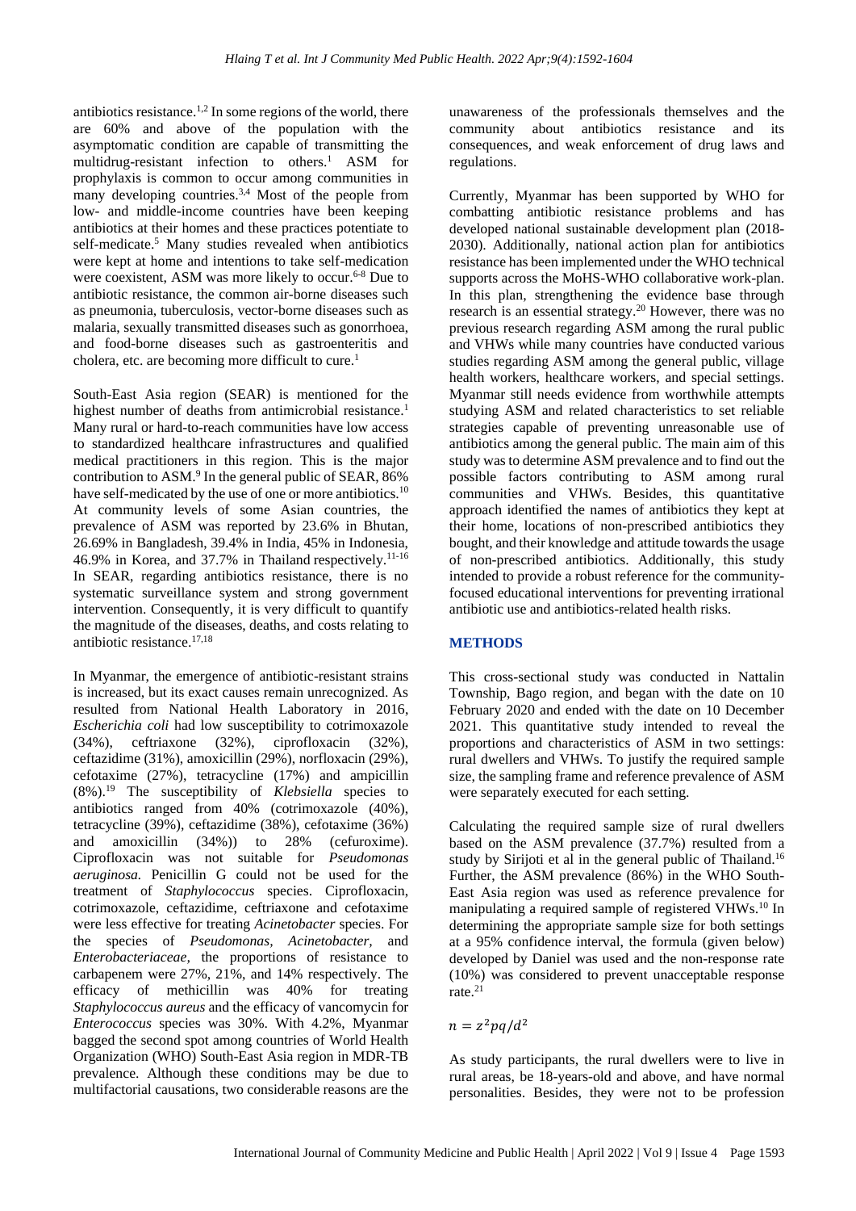antibiotics resistance.[1,2] In some regions of the world, there are 60% and above of the population with the asymptomatic condition are capable of transmitting the multidrug-resistant infection to others.[1] ASM for prophylaxis is common to occur among communities in many developing countries.[3,4] Most of the people from low- and middle-income countries have been keeping antibiotics at their homes and these practices potentiate to self-medicate.[5] Many studies revealed when antibiotics were kept at home and intentions to take self-medication were coexistent, ASM was more likely to occur.[6-8] Due to antibiotic resistance, the common air-borne diseases such as pneumonia, tuberculosis, vector-borne diseases such as malaria, sexually transmitted diseases such as gonorrhoea, and food-borne diseases such as gastroenteritis and cholera, etc. are becoming more difficult to cure.[1]

South-East Asia region (SEAR) is mentioned for the highest number of deaths from antimicrobial resistance.[1] Many rural or hard-to-reach communities have low access to standardized healthcare infrastructures and qualified medical practitioners in this region. This is the major contribution to ASM.[9] In the general public of SEAR, 86% have self-medicated by the use of one or more antibiotics.[10] At community levels of some Asian countries, the prevalence of ASM was reported by 23.6% in Bhutan, 26.69% in Bangladesh, 39.4% in India, 45% in Indonesia, 46.9% in Korea, and 37.7% in Thailand respectively.[11-16] In SEAR, regarding antibiotics resistance, there is no systematic surveillance system and strong government intervention. Consequently, it is very difficult to quantify the magnitude of the diseases, deaths, and costs relating to antibiotic resistance.[17,18]

In Myanmar, the emergence of antibiotic-resistant strains is increased, but its exact causes remain unrecognized. As resulted from National Health Laboratory in 2016, *Escherichia coli* had low susceptibility to cotrimoxazole (34%), ceftriaxone (32%), ciprofloxacin (32%), ceftazidime (31%), amoxicillin (29%), norfloxacin (29%), cefotaxime (27%), tetracycline (17%) and ampicillin (8%).[19] The susceptibility of *Klebsiella* species to antibiotics ranged from 40% (cotrimoxazole (40%), tetracycline (39%), ceftazidime (38%), cefotaxime (36%) and amoxicillin (34%)) to 28% (cefuroxime). Ciprofloxacin was not suitable for *Pseudomonas aeruginosa.* Penicillin G could not be used for the treatment of *Staphylococcus* species. Ciprofloxacin, cotrimoxazole, ceftazidime, ceftriaxone and cefotaxime were less effective for treating *Acinetobacter* species. For the species of *Pseudomonas*, *Acinetobacter*, and *Enterobacteriaceae*, the proportions of resistance to carbapenem were 27%, 21%, and 14% respectively. The efficacy of methicillin was 40% for treating *Staphylococcus aureus* and the efficacy of vancomycin for *Enterococcus* species was 30%. With 4.2%, Myanmar bagged the second spot among countries of World Health Organization (WHO) South-East Asia region in MDR-TB prevalence. Although these conditions may be due to multifactorial causations, two considerable reasons are the unawareness of the professionals themselves and the community about antibiotics resistance and its consequences, and weak enforcement of drug laws and regulations.

Currently, Myanmar has been supported by WHO for combatting antibiotic resistance problems and has developed national sustainable development plan (2018-2030). Additionally, national action plan for antibiotics resistance has been implemented under the WHO technical supports across the MoHS-WHO collaborative work-plan. In this plan, strengthening the evidence base through research is an essential strategy.[20] However, there was no previous research regarding ASM among the rural public and VHWs while many countries have conducted various studies regarding ASM among the general public, village health workers, healthcare workers, and special settings. Myanmar still needs evidence from worthwhile attempts studying ASM and related characteristics to set reliable strategies capable of preventing unreasonable use of antibiotics among the general public. The main aim of this study was to determine ASM prevalence and to find out the possible factors contributing to ASM among rural communities and VHWs. Besides, this quantitative approach identified the names of antibiotics they kept at their home, locations of non-prescribed antibiotics they bought, and their knowledge and attitude towards the usage of non-prescribed antibiotics. Additionally, this study intended to provide a robust reference for the community-focused educational interventions for preventing irrational antibiotic use and antibiotics-related health risks.

## METHODS

This cross-sectional study was conducted in Nattalin Township, Bago region, and began with the date on 10 February 2020 and ended with the date on 10 December 2021. This quantitative study intended to reveal the proportions and characteristics of ASM in two settings: rural dwellers and VHWs. To justify the required sample size, the sampling frame and reference prevalence of ASM were separately executed for each setting.

Calculating the required sample size of rural dwellers based on the ASM prevalence (37.7%) resulted from a study by Sirijoti et al in the general public of Thailand.[16] Further, the ASM prevalence (86%) in the WHO South-East Asia region was used as reference prevalence for manipulating a required sample of registered VHWs.[10] In determining the appropriate sample size for both settings at a 95% confidence interval, the formula (given below) developed by Daniel was used and the non-response rate (10%) was considered to prevent unacceptable response rate.[21]

$$n = z^2pq/d^2$$

As study participants, the rural dwellers were to live in rural areas, be 18-years-old and above, and have normal personalities. Besides, they were not to be profession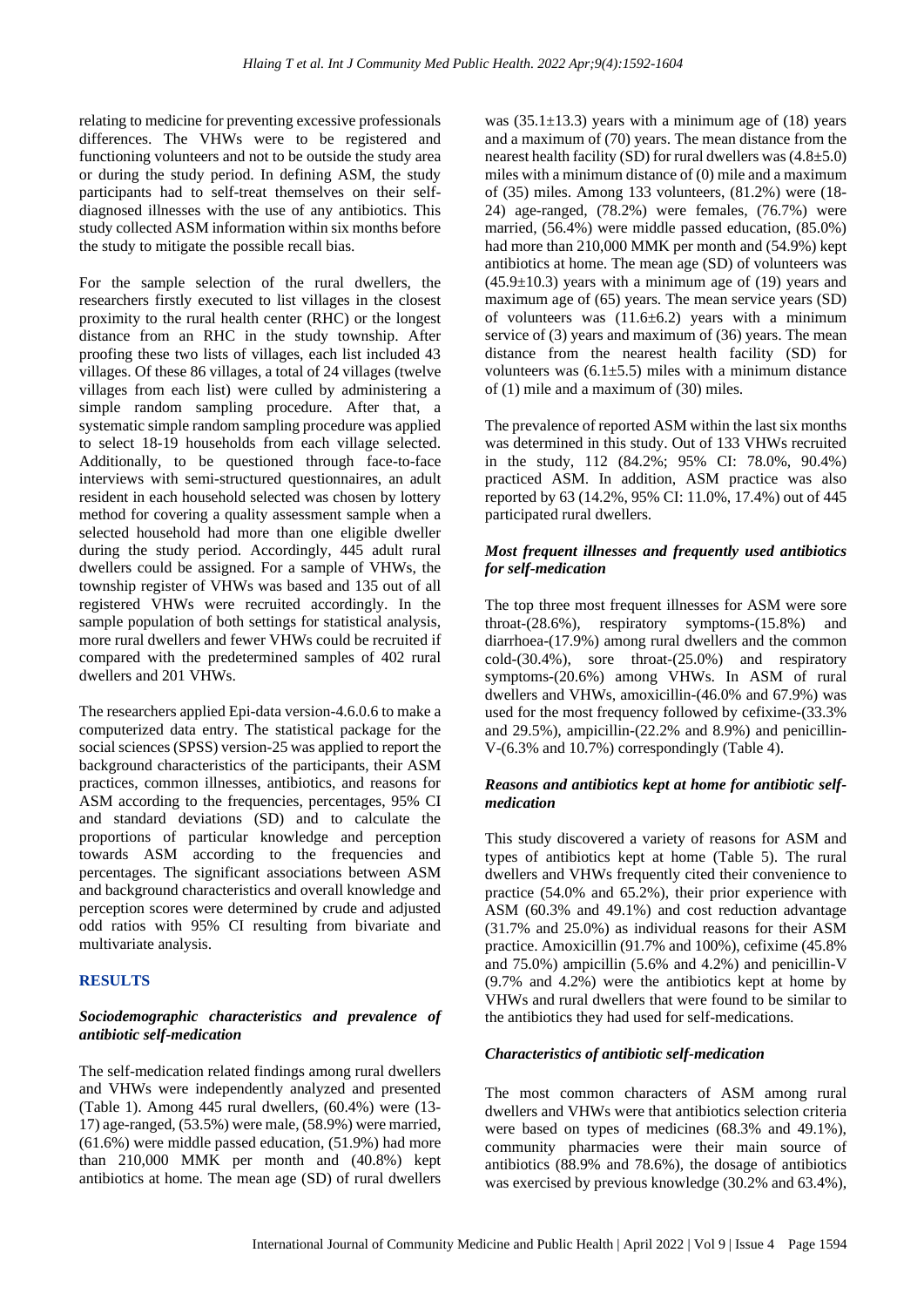relating to medicine for preventing excessive professionals differences. The VHWs were to be registered and functioning volunteers and not to be outside the study area or during the study period. In defining ASM, the study participants had to self-treat themselves on their self-diagnosed illnesses with the use of any antibiotics. This study collected ASM information within six months before the study to mitigate the possible recall bias.

For the sample selection of the rural dwellers, the researchers firstly executed to list villages in the closest proximity to the rural health center (RHC) or the longest distance from an RHC in the study township. After proofing these two lists of villages, each list included 43 villages. Of these 86 villages, a total of 24 villages (twelve villages from each list) were culled by administering a simple random sampling procedure. After that, a systematic simple random sampling procedure was applied to select 18-19 households from each village selected. Additionally, to be questioned through face-to-face interviews with semi-structured questionnaires, an adult resident in each household selected was chosen by lottery method for covering a quality assessment sample when a selected household had more than one eligible dweller during the study period. Accordingly, 445 adult rural dwellers could be assigned. For a sample of VHWs, the township register of VHWs was based and 135 out of all registered VHWs were recruited accordingly. In the sample population of both settings for statistical analysis, more rural dwellers and fewer VHWs could be recruited if compared with the predetermined samples of 402 rural dwellers and 201 VHWs.

The researchers applied Epi-data version-4.6.0.6 to make a computerized data entry. The statistical package for the social sciences (SPSS) version-25 was applied to report the background characteristics of the participants, their ASM practices, common illnesses, antibiotics, and reasons for ASM according to the frequencies, percentages, 95% CI and standard deviations (SD) and to calculate the proportions of particular knowledge and perception towards ASM according to the frequencies and percentages. The significant associations between ASM and background characteristics and overall knowledge and perception scores were determined by crude and adjusted odd ratios with 95% CI resulting from bivariate and multivariate analysis.

## RESULTS

### *Sociodemographic characteristics and prevalence of antibiotic self-medication*

The self-medication related findings among rural dwellers and VHWs were independently analyzed and presented (Table 1). Among 445 rural dwellers, (60.4%) were (13-17) age-ranged, (53.5%) were male, (58.9%) were married, (61.6%) were middle passed education, (51.9%) had more than 210,000 MMK per month and (40.8%) kept antibiotics at home. The mean age (SD) of rural dwellers was (35.1±13.3) years with a minimum age of (18) years and a maximum of (70) years. The mean distance from the nearest health facility (SD) for rural dwellers was (4.8±5.0) miles with a minimum distance of (0) mile and a maximum of (35) miles. Among 133 volunteers, (81.2%) were (18-24) age-ranged, (78.2%) were females, (76.7%) were married, (56.4%) were middle passed education, (85.0%) had more than 210,000 MMK per month and (54.9%) kept antibiotics at home. The mean age (SD) of volunteers was (45.9±10.3) years with a minimum age of (19) years and maximum age of (65) years. The mean service years (SD) of volunteers was (11.6±6.2) years with a minimum service of (3) years and maximum of (36) years. The mean distance from the nearest health facility (SD) for volunteers was (6.1±5.5) miles with a minimum distance of (1) mile and a maximum of (30) miles.

The prevalence of reported ASM within the last six months was determined in this study. Out of 133 VHWs recruited in the study, 112 (84.2%; 95% CI: 78.0%, 90.4%) practiced ASM. In addition, ASM practice was also reported by 63 (14.2%, 95% CI: 11.0%, 17.4%) out of 445 participated rural dwellers.

### *Most frequent illnesses and frequently used antibiotics for self-medication*

The top three most frequent illnesses for ASM were sore throat-(28.6%), respiratory symptoms-(15.8%) and diarrhoea-(17.9%) among rural dwellers and the common cold-(30.4%), sore throat-(25.0%) and respiratory symptoms-(20.6%) among VHWs. In ASM of rural dwellers and VHWs, amoxicillin-(46.0% and 67.9%) was used for the most frequency followed by cefixime-(33.3% and 29.5%), ampicillin-(22.2% and 8.9%) and penicillin-V-(6.3% and 10.7%) correspondingly (Table 4).

### *Reasons and antibiotics kept at home for antibiotic self-medication*

This study discovered a variety of reasons for ASM and types of antibiotics kept at home (Table 5). The rural dwellers and VHWs frequently cited their convenience to practice (54.0% and 65.2%), their prior experience with ASM (60.3% and 49.1%) and cost reduction advantage (31.7% and 25.0%) as individual reasons for their ASM practice. Amoxicillin (91.7% and 100%), cefixime (45.8% and 75.0%) ampicillin (5.6% and 4.2%) and penicillin-V (9.7% and 4.2%) were the antibiotics kept at home by VHWs and rural dwellers that were found to be similar to the antibiotics they had used for self-medications.

### *Characteristics of antibiotic self-medication*

The most common characters of ASM among rural dwellers and VHWs were that antibiotics selection criteria were based on types of medicines (68.3% and 49.1%), community pharmacies were their main source of antibiotics (88.9% and 78.6%), the dosage of antibiotics was exercised by previous knowledge (30.2% and 63.4%),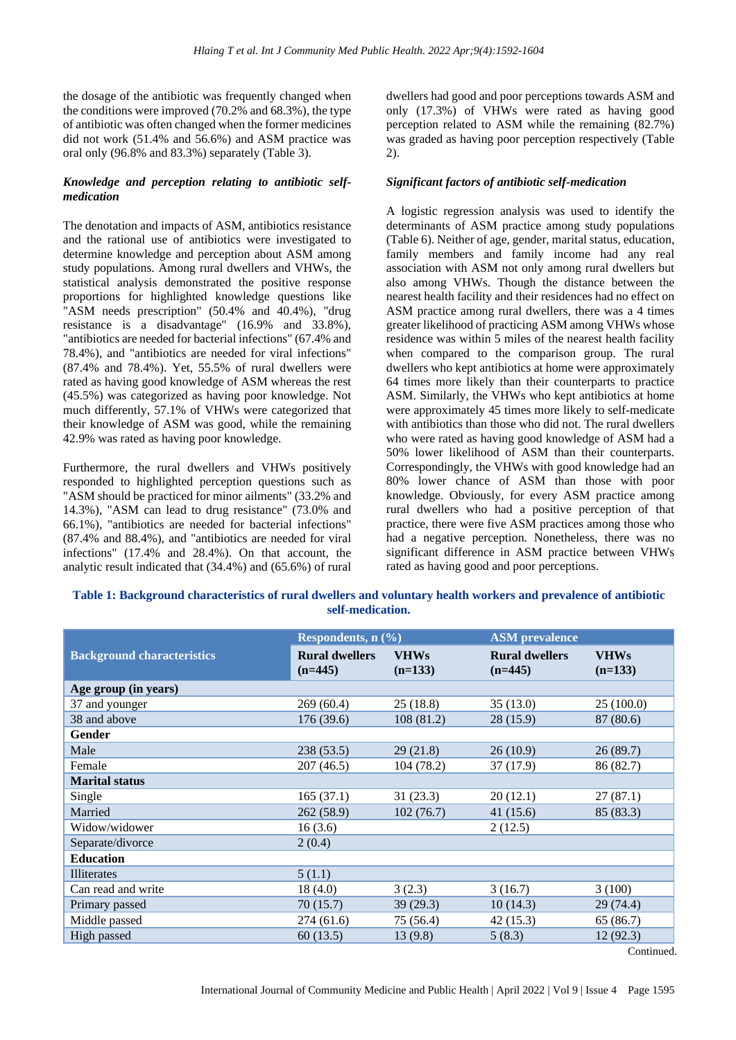the dosage of the antibiotic was frequently changed when the conditions were improved (70.2% and 68.3%), the type of antibiotic was often changed when the former medicines did not work (51.4% and 56.6%) and ASM practice was oral only (96.8% and 83.3%) separately (Table 3).

### *Knowledge and perception relating to antibiotic self-medication*

The denotation and impacts of ASM, antibiotics resistance and the rational use of antibiotics were investigated to determine knowledge and perception about ASM among study populations. Among rural dwellers and VHWs, the statistical analysis demonstrated the positive response proportions for highlighted knowledge questions like "ASM needs prescription" (50.4% and 40.4%), "drug resistance is a disadvantage" (16.9% and 33.8%), "antibiotics are needed for bacterial infections" (67.4% and 78.4%), and "antibiotics are needed for viral infections" (87.4% and 78.4%). Yet, 55.5% of rural dwellers were rated as having good knowledge of ASM whereas the rest (45.5%) was categorized as having poor knowledge. Not much differently, 57.1% of VHWs were categorized that their knowledge of ASM was good, while the remaining 42.9% was rated as having poor knowledge.

Furthermore, the rural dwellers and VHWs positively responded to highlighted perception questions such as "ASM should be practiced for minor ailments" (33.2% and 14.3%), "ASM can lead to drug resistance" (73.0% and 66.1%), "antibiotics are needed for bacterial infections" (87.4% and 88.4%), and "antibiotics are needed for viral infections" (17.4% and 28.4%). On that account, the analytic result indicated that (34.4%) and (65.6%) of rural dwellers had good and poor perceptions towards ASM and only (17.3%) of VHWs were rated as having good perception related to ASM while the remaining (82.7%) was graded as having poor perception respectively (Table 2).

### *Significant factors of antibiotic self-medication*

A logistic regression analysis was used to identify the determinants of ASM practice among study populations (Table 6). Neither of age, gender, marital status, education, family members and family income had any real association with ASM not only among rural dwellers but also among VHWs. Though the distance between the nearest health facility and their residences had no effect on ASM practice among rural dwellers, there was a 4 times greater likelihood of practicing ASM among VHWs whose residence was within 5 miles of the nearest health facility when compared to the comparison group. The rural dwellers who kept antibiotics at home were approximately 64 times more likely than their counterparts to practice ASM. Similarly, the VHWs who kept antibiotics at home were approximately 45 times more likely to self-medicate with antibiotics than those who did not. The rural dwellers who were rated as having good knowledge of ASM had a 50% lower likelihood of ASM than their counterparts. Correspondingly, the VHWs with good knowledge had an 80% lower chance of ASM than those with poor knowledge. Obviously, for every ASM practice among rural dwellers who had a positive perception of that practice, there were five ASM practices among those who had a negative perception. Nonetheless, there was no significant difference in ASM practice between VHWs rated as having good and poor perceptions.

**Table 1: Background characteristics of rural dwellers and voluntary health workers and prevalence of antibiotic self-medication.**

| Background characteristics | Respondents, n (%) | | ASM prevalence | |
|---|---|---|---|---|
| | Rural dwellers (n=445) | VHWs (n=133) | Rural dwellers (n=445) | VHWs (n=133) |
| **Age group (in years)** | | | | |
| 37 and younger | 269 (60.4) | 25 (18.8) | 35 (13.0) | 25 (100.0) |
| 38 and above | 176 (39.6) | 108 (81.2) | 28 (15.9) | 87 (80.6) |
| **Gender** | | | | |
| Male | 238 (53.5) | 29 (21.8) | 26 (10.9) | 26 (89.7) |
| Female | 207 (46.5) | 104 (78.2) | 37 (17.9) | 86 (82.7) |
| **Marital status** | | | | |
| Single | 165 (37.1) | 31 (23.3) | 20 (12.1) | 27 (87.1) |
| Married | 262 (58.9) | 102 (76.7) | 41 (15.6) | 85 (83.3) |
| Widow/widower | 16 (3.6) | | 2 (12.5) | |
| Separate/divorce | 2 (0.4) | | | |
| **Education** | | | | |
| Illiterates | 5 (1.1) | | | |
| Can read and write | 18 (4.0) | 3 (2.3) | 3 (16.7) | 3 (100) |
| Primary passed | 70 (15.7) | 39 (29.3) | 10 (14.3) | 29 (74.4) |
| Middle passed | 274 (61.6) | 75 (56.4) | 42 (15.3) | 65 (86.7) |
| High passed | 60 (13.5) | 13 (9.8) | 5 (8.3) | 12 (92.3) |

Continued.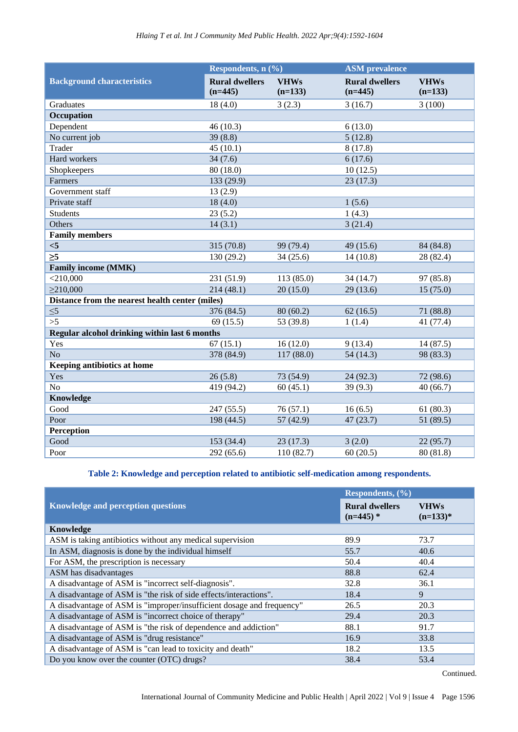| Background characteristics | Respondents, n (%) | | ASM prevalence | |
|---|---|---|---|---|
| | Rural dwellers (n=445) | VHWs (n=133) | Rural dwellers (n=445) | VHWs (n=133) |
| Graduates | 18 (4.0) | 3 (2.3) | 3 (16.7) | 3 (100) |
| **Occupation** | | | | |
| Dependent | 46 (10.3) | | 6 (13.0) | |
| No current job | 39 (8.8) | | 5 (12.8) | |
| Trader | 45 (10.1) | | 8 (17.8) | |
| Hard workers | 34 (7.6) | | 6 (17.6) | |
| Shopkeepers | 80 (18.0) | | 10 (12.5) | |
| Farmers | 133 (29.9) | | 23 (17.3) | |
| Government staff | 13 (2.9) | | | |
| Private staff | 18 (4.0) | | 1 (5.6) | |
| Students | 23 (5.2) | | 1 (4.3) | |
| Others | 14 (3.1) | | 3 (21.4) | |
| **Family members** | | | | |
| **<5** | 315 (70.8) | 99 (79.4) | 49 (15.6) | 84 (84.8) |
| **≥5** | 130 (29.2) | 34 (25.6) | 14 (10.8) | 28 (82.4) |
| **Family income (MMK)** | | | | |
| <210,000 | 231 (51.9) | 113 (85.0) | 34 (14.7) | 97 (85.8) |
| ≥210,000 | 214 (48.1) | 20 (15.0) | 29 (13.6) | 15 (75.0) |
| **Distance from the nearest health center (miles)** | | | | |
| ≤5 | 376 (84.5) | 80 (60.2) | 62 (16.5) | 71 (88.8) |
| >5 | 69 (15.5) | 53 (39.8) | 1 (1.4) | 41 (77.4) |
| **Regular alcohol drinking within last 6 months** | | | | |
| Yes | 67 (15.1) | 16 (12.0) | 9 (13.4) | 14 (87.5) |
| No | 378 (84.9) | 117 (88.0) | 54 (14.3) | 98 (83.3) |
| **Keeping antibiotics at home** | | | | |
| Yes | 26 (5.8) | 73 (54.9) | 24 (92.3) | 72 (98.6) |
| No | 419 (94.2) | 60 (45.1) | 39 (9.3) | 40 (66.7) |
| **Knowledge** | | | | |
| Good | 247 (55.5) | 76 (57.1) | 16 (6.5) | 61 (80.3) |
| Poor | 198 (44.5) | 57 (42.9) | 47 (23.7) | 51 (89.5) |
| **Perception** | | | | |
| Good | 153 (34.4) | 23 (17.3) | 3 (2.0) | 22 (95.7) |
| Poor | 292 (65.6) | 110 (82.7) | 60 (20.5) | 80 (81.8) |

**Table 2: Knowledge and perception related to antibiotic self-medication among respondents.**

| Knowledge and perception questions | Respondents, (%) | |
|---|---|---|
| | Rural dwellers (n=445) * | VHWs (n=133)* |
| **Knowledge** | | |
| ASM is taking antibiotics without any medical supervision | 89.9 | 73.7 |
| In ASM, diagnosis is done by the individual himself | 55.7 | 40.6 |
| For ASM, the prescription is necessary | 50.4 | 40.4 |
| ASM has disadvantages | 88.8 | 62.4 |
| A disadvantage of ASM is "incorrect self-diagnosis". | 32.8 | 36.1 |
| A disadvantage of ASM is "the risk of side effects/interactions". | 18.4 | 9 |
| A disadvantage of ASM is "improper/insufficient dosage and frequency" | 26.5 | 20.3 |
| A disadvantage of ASM is "incorrect choice of therapy" | 29.4 | 20.3 |
| A disadvantage of ASM is "the risk of dependence and addiction" | 88.1 | 91.7 |
| A disadvantage of ASM is "drug resistance" | 16.9 | 33.8 |
| A disadvantage of ASM is "can lead to toxicity and death" | 18.2 | 13.5 |
| Do you know over the counter (OTC) drugs? | 38.4 | 53.4 |

Continued.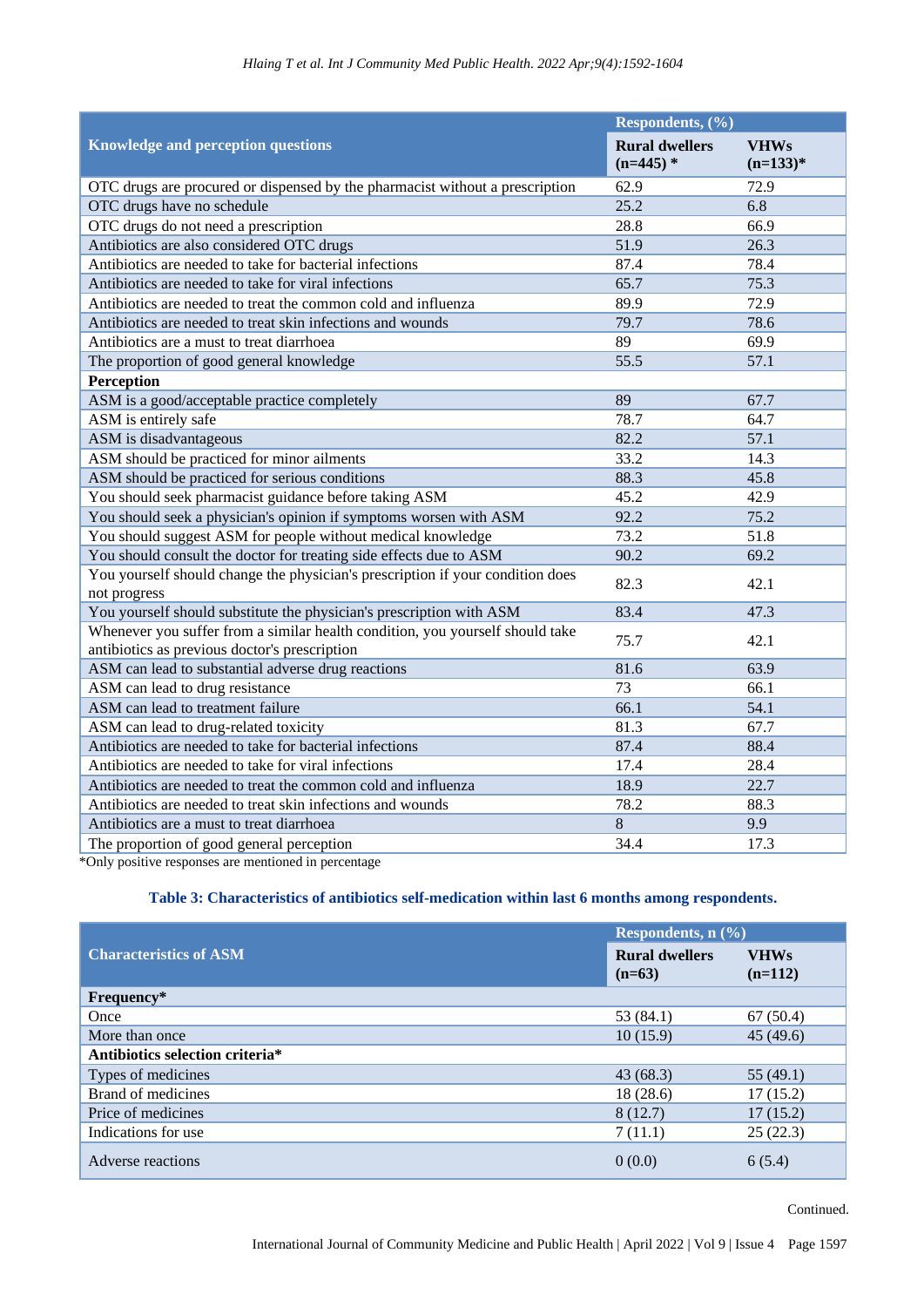| Knowledge and perception questions | Respondents, (%) | |
|---|---|---|
| | Rural dwellers (n=445) * | VHWs (n=133)* |
| OTC drugs are procured or dispensed by the pharmacist without a prescription | 62.9 | 72.9 |
| OTC drugs have no schedule | 25.2 | 6.8 |
| OTC drugs do not need a prescription | 28.8 | 66.9 |
| Antibiotics are also considered OTC drugs | 51.9 | 26.3 |
| Antibiotics are needed to take for bacterial infections | 87.4 | 78.4 |
| Antibiotics are needed to take for viral infections | 65.7 | 75.3 |
| Antibiotics are needed to treat the common cold and influenza | 89.9 | 72.9 |
| Antibiotics are needed to treat skin infections and wounds | 79.7 | 78.6 |
| Antibiotics are a must to treat diarrhoea | 89 | 69.9 |
| The proportion of good general knowledge | 55.5 | 57.1 |
| **Perception** | | |
| ASM is a good/acceptable practice completely | 89 | 67.7 |
| ASM is entirely safe | 78.7 | 64.7 |
| ASM is disadvantageous | 82.2 | 57.1 |
| ASM should be practiced for minor ailments | 33.2 | 14.3 |
| ASM should be practiced for serious conditions | 88.3 | 45.8 |
| You should seek pharmacist guidance before taking ASM | 45.2 | 42.9 |
| You should seek a physician's opinion if symptoms worsen with ASM | 92.2 | 75.2 |
| You should suggest ASM for people without medical knowledge | 73.2 | 51.8 |
| You should consult the doctor for treating side effects due to ASM | 90.2 | 69.2 |
| You yourself should change the physician's prescription if your condition does not progress | 82.3 | 42.1 |
| You yourself should substitute the physician's prescription with ASM | 83.4 | 47.3 |
| Whenever you suffer from a similar health condition, you yourself should take antibiotics as previous doctor's prescription | 75.7 | 42.1 |
| ASM can lead to substantial adverse drug reactions | 81.6 | 63.9 |
| ASM can lead to drug resistance | 73 | 66.1 |
| ASM can lead to treatment failure | 66.1 | 54.1 |
| ASM can lead to drug-related toxicity | 81.3 | 67.7 |
| Antibiotics are needed to take for bacterial infections | 87.4 | 88.4 |
| Antibiotics are needed to take for viral infections | 17.4 | 28.4 |
| Antibiotics are needed to treat the common cold and influenza | 18.9 | 22.7 |
| Antibiotics are needed to treat skin infections and wounds | 78.2 | 88.3 |
| Antibiotics are a must to treat diarrhoea | 8 | 9.9 |
| The proportion of good general perception | 34.4 | 17.3 |

*Only positive responses are mentioned in percentage

**Table 3: Characteristics of antibiotics self-medication within last 6 months among respondents.**

| Characteristics of ASM | Respondents, n (%) | |
|---|---|---|
| | Rural dwellers (n=63) | VHWs (n=112) |
| **Frequency*** | | |
| Once | 53 (84.1) | 67 (50.4) |
| More than once | 10 (15.9) | 45 (49.6) |
| **Antibiotics selection criteria*** | | |
| Types of medicines | 43 (68.3) | 55 (49.1) |
| Brand of medicines | 18 (28.6) | 17 (15.2) |
| Price of medicines | 8 (12.7) | 17 (15.2) |
| Indications for use | 7 (11.1) | 25 (22.3) |
| Adverse reactions | 0 (0.0) | 6 (5.4) |

Continued.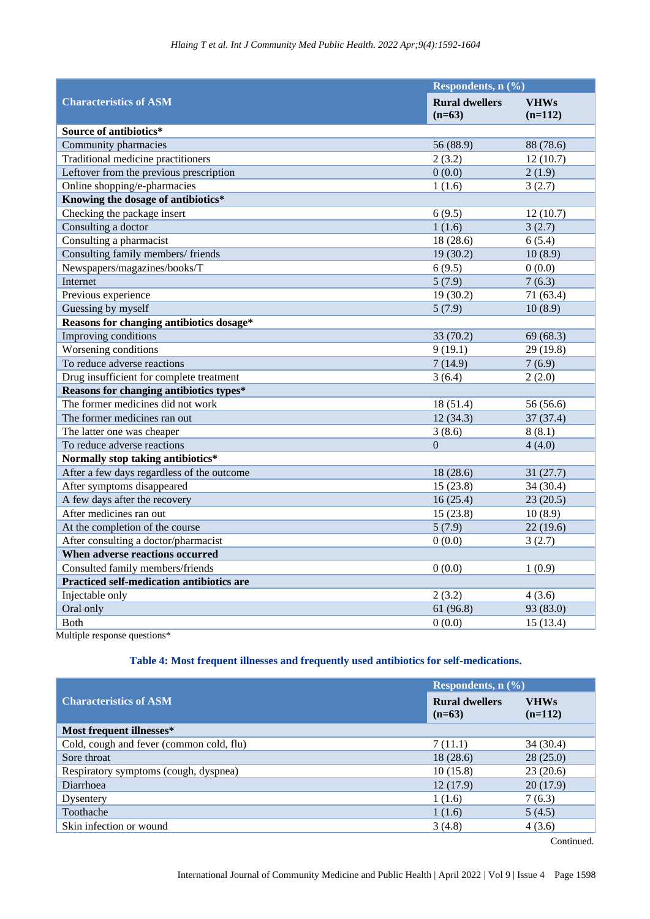| Characteristics of ASM | Respondents, n (%) | |
|---|---|---|
| | Rural dwellers (n=63) | VHWs (n=112) |
| **Source of antibiotics*** | | |
| Community pharmacies | 56 (88.9) | 88 (78.6) |
| Traditional medicine practitioners | 2 (3.2) | 12 (10.7) |
| Leftover from the previous prescription | 0 (0.0) | 2 (1.9) |
| Online shopping/e-pharmacies | 1 (1.6) | 3 (2.7) |
| **Knowing the dosage of antibiotics*** | | |
| Checking the package insert | 6 (9.5) | 12 (10.7) |
| Consulting a doctor | 1 (1.6) | 3 (2.7) |
| Consulting a pharmacist | 18 (28.6) | 6 (5.4) |
| Consulting family members/ friends | 19 (30.2) | 10 (8.9) |
| Newspapers/magazines/books/T | 6 (9.5) | 0 (0.0) |
| Internet | 5 (7.9) | 7 (6.3) |
| Previous experience | 19 (30.2) | 71 (63.4) |
| Guessing by myself | 5 (7.9) | 10 (8.9) |
| **Reasons for changing antibiotics dosage*** | | |
| Improving conditions | 33 (70.2) | 69 (68.3) |
| Worsening conditions | 9 (19.1) | 29 (19.8) |
| To reduce adverse reactions | 7 (14.9) | 7 (6.9) |
| Drug insufficient for complete treatment | 3 (6.4) | 2 (2.0) |
| **Reasons for changing antibiotics types*** | | |
| The former medicines did not work | 18 (51.4) | 56 (56.6) |
| The former medicines ran out | 12 (34.3) | 37 (37.4) |
| The latter one was cheaper | 3 (8.6) | 8 (8.1) |
| To reduce adverse reactions | 0 | 4 (4.0) |
| **Normally stop taking antibiotics*** | | |
| After a few days regardless of the outcome | 18 (28.6) | 31 (27.7) |
| After symptoms disappeared | 15 (23.8) | 34 (30.4) |
| A few days after the recovery | 16 (25.4) | 23 (20.5) |
| After medicines ran out | 15 (23.8) | 10 (8.9) |
| At the completion of the course | 5 (7.9) | 22 (19.6) |
| After consulting a doctor/pharmacist | 0 (0.0) | 3 (2.7) |
| **When adverse reactions occurred** | | |
| Consulted family members/friends | 0 (0.0) | 1 (0.9) |
| **Practiced self-medication antibiotics are** | | |
| Injectable only | 2 (3.2) | 4 (3.6) |
| Oral only | 61 (96.8) | 93 (83.0) |
| Both | 0 (0.0) | 15 (13.4) |

Multiple response questions*

**Table 4: Most frequent illnesses and frequently used antibiotics for self-medications.**

| Characteristics of ASM | Respondents, n (%) | |
|---|---|---|
| | Rural dwellers (n=63) | VHWs (n=112) |
| **Most frequent illnesses*** | | |
| Cold, cough and fever (common cold, flu) | 7 (11.1) | 34 (30.4) |
| Sore throat | 18 (28.6) | 28 (25.0) |
| Respiratory symptoms (cough, dyspnea) | 10 (15.8) | 23 (20.6) |
| Diarrhoea | 12 (17.9) | 20 (17.9) |
| Dysentery | 1 (1.6) | 7 (6.3) |
| Toothache | 1 (1.6) | 5 (4.5) |
| Skin infection or wound | 3 (4.8) | 4 (3.6) |

Continued.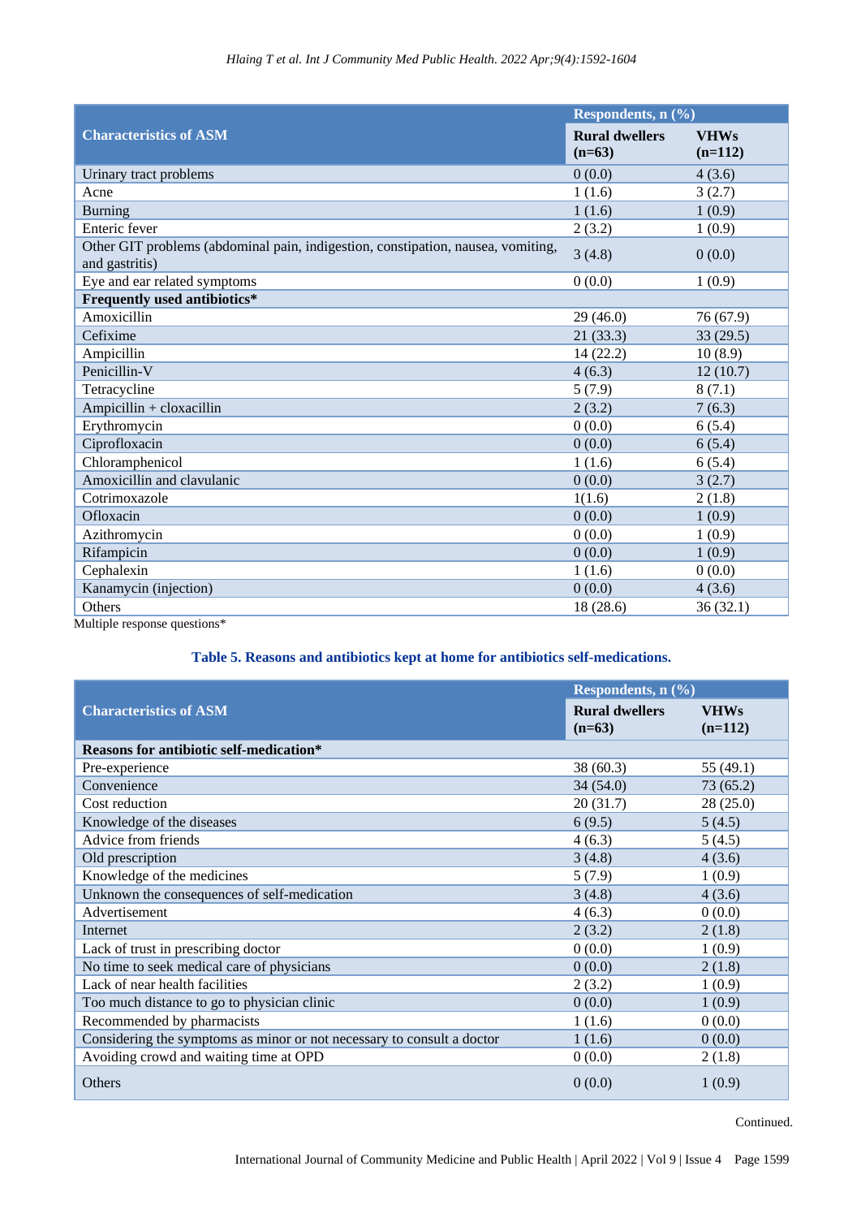| Characteristics of ASM | Respondents, n (%) | |
|---|---|---|
| | Rural dwellers (n=63) | VHWs (n=112) |
| Urinary tract problems | 0 (0.0) | 4 (3.6) |
| Acne | 1 (1.6) | 3 (2.7) |
| Burning | 1 (1.6) | 1 (0.9) |
| Enteric fever | 2 (3.2) | 1 (0.9) |
| Other GIT problems (abdominal pain, indigestion, constipation, nausea, vomiting, and gastritis) | 3 (4.8) | 0 (0.0) |
| Eye and ear related symptoms | 0 (0.0) | 1 (0.9) |
| **Frequently used antibiotics*** | | |
| Amoxicillin | 29 (46.0) | 76 (67.9) |
| Cefixime | 21 (33.3) | 33 (29.5) |
| Ampicillin | 14 (22.2) | 10 (8.9) |
| Penicillin-V | 4 (6.3) | 12 (10.7) |
| Tetracycline | 5 (7.9) | 8 (7.1) |
| Ampicillin + cloxacillin | 2 (3.2) | 7 (6.3) |
| Erythromycin | 0 (0.0) | 6 (5.4) |
| Ciprofloxacin | 0 (0.0) | 6 (5.4) |
| Chloramphenicol | 1 (1.6) | 6 (5.4) |
| Amoxicillin and clavulanic | 0 (0.0) | 3 (2.7) |
| Cotrimoxazole | 1(1.6) | 2 (1.8) |
| Ofloxacin | 0 (0.0) | 1 (0.9) |
| Azithromycin | 0 (0.0) | 1 (0.9) |
| Rifampicin | 0 (0.0) | 1 (0.9) |
| Cephalexin | 1 (1.6) | 0 (0.0) |
| Kanamycin (injection) | 0 (0.0) | 4 (3.6) |
| Others | 18 (28.6) | 36 (32.1) |

Multiple response questions*

**Table 5. Reasons and antibiotics kept at home for antibiotics self-medications.**

| Characteristics of ASM | Respondents, n (%) | |
|---|---|---|
| | Rural dwellers (n=63) | VHWs (n=112) |
| **Reasons for antibiotic self-medication*** | | |
| Pre-experience | 38 (60.3) | 55 (49.1) |
| Convenience | 34 (54.0) | 73 (65.2) |
| Cost reduction | 20 (31.7) | 28 (25.0) |
| Knowledge of the diseases | 6 (9.5) | 5 (4.5) |
| Advice from friends | 4 (6.3) | 5 (4.5) |
| Old prescription | 3 (4.8) | 4 (3.6) |
| Knowledge of the medicines | 5 (7.9) | 1 (0.9) |
| Unknown the consequences of self-medication | 3 (4.8) | 4 (3.6) |
| Advertisement | 4 (6.3) | 0 (0.0) |
| Internet | 2 (3.2) | 2 (1.8) |
| Lack of trust in prescribing doctor | 0 (0.0) | 1 (0.9) |
| No time to seek medical care of physicians | 0 (0.0) | 2 (1.8) |
| Lack of near health facilities | 2 (3.2) | 1 (0.9) |
| Too much distance to go to physician clinic | 0 (0.0) | 1 (0.9) |
| Recommended by pharmacists | 1 (1.6) | 0 (0.0) |
| Considering the symptoms as minor or not necessary to consult a doctor | 1 (1.6) | 0 (0.0) |
| Avoiding crowd and waiting time at OPD | 0 (0.0) | 2 (1.8) |
| Others | 0 (0.0) | 1 (0.9) |

Continued.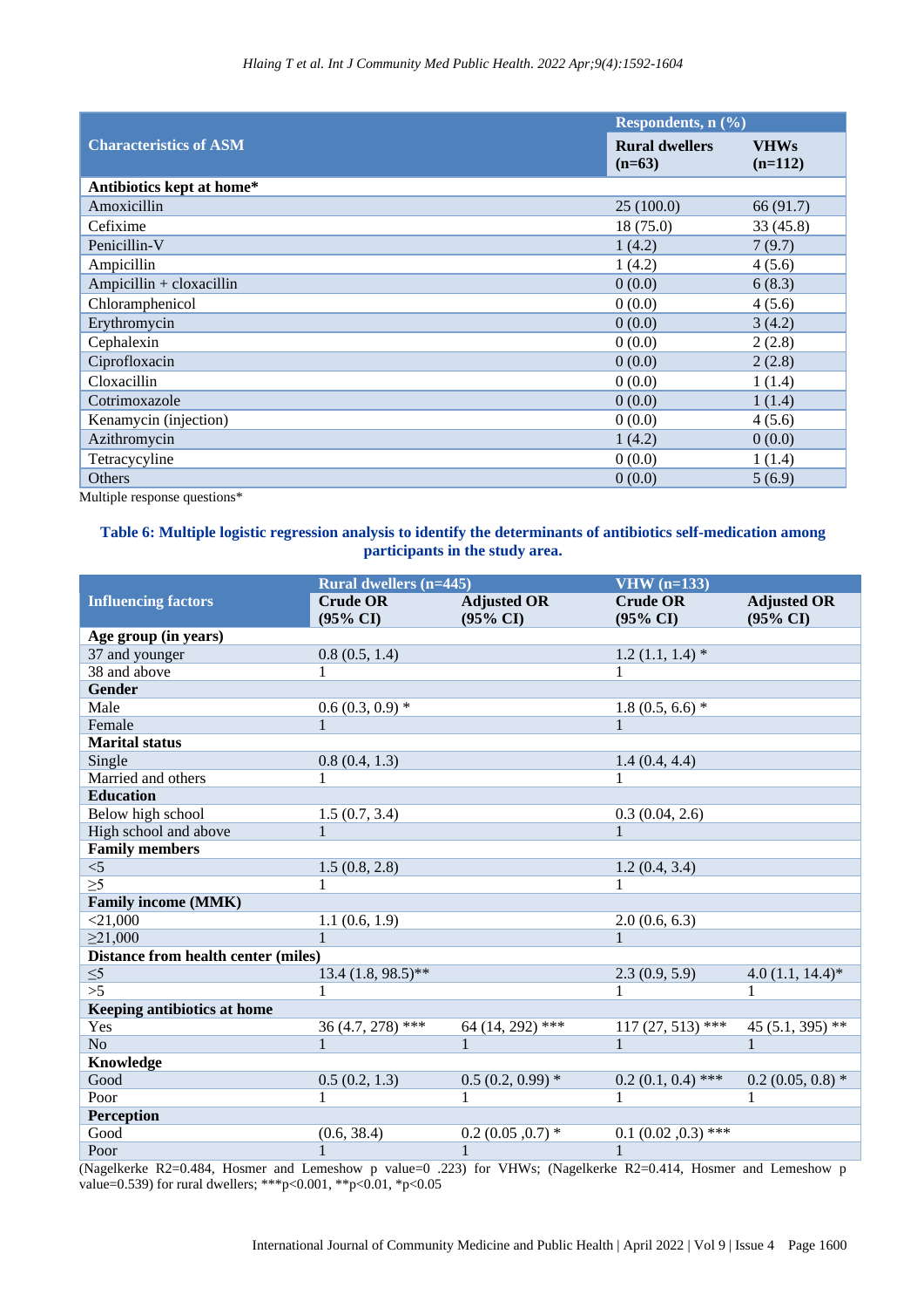| Characteristics of ASM | Respondents, n (%) | |
|---|---|---|
| | Rural dwellers (n=63) | VHWs (n=112) |
| **Antibiotics kept at home*** | | |
| Amoxicillin | 25 (100.0) | 66 (91.7) |
| Cefixime | 18 (75.0) | 33 (45.8) |
| Penicillin-V | 1 (4.2) | 7 (9.7) |
| Ampicillin | 1 (4.2) | 4 (5.6) |
| Ampicillin + cloxacillin | 0 (0.0) | 6 (8.3) |
| Chloramphenicol | 0 (0.0) | 4 (5.6) |
| Erythromycin | 0 (0.0) | 3 (4.2) |
| Cephalexin | 0 (0.0) | 2 (2.8) |
| Ciprofloxacin | 0 (0.0) | 2 (2.8) |
| Cloxacillin | 0 (0.0) | 1 (1.4) |
| Cotrimoxazole | 0 (0.0) | 1 (1.4) |
| Kenamycin (injection) | 0 (0.0) | 4 (5.6) |
| Azithromycin | 1 (4.2) | 0 (0.0) |
| Tetracycyline | 0 (0.0) | 1 (1.4) |
| Others | 0 (0.0) | 5 (6.9) |

Multiple response questions*

**Table 6: Multiple logistic regression analysis to identify the determinants of antibiotics self-medication among participants in the study area.**

| Influencing factors | Rural dwellers (n=445) | | VHW (n=133) | |
|---|---|---|---|---|
| | Crude OR (95% CI) | Adjusted OR (95% CI) | Crude OR (95% CI) | Adjusted OR (95% CI) |
| **Age group (in years)** | | | | |
| 37 and younger | 0.8 (0.5, 1.4) | | 1.2 (1.1, 1.4) * | |
| 38 and above | 1 | | 1 | |
| **Gender** | | | | |
| Male | 0.6 (0.3, 0.9) * | | 1.8 (0.5, 6.6) * | |
| Female | 1 | | 1 | |
| **Marital status** | | | | |
| Single | 0.8 (0.4, 1.3) | | 1.4 (0.4, 4.4) | |
| Married and others | 1 | | 1 | |
| **Education** | | | | |
| Below high school | 1.5 (0.7, 3.4) | | 0.3 (0.04, 2.6) | |
| High school and above | 1 | | 1 | |
| **Family members** | | | | |
| <5 | 1.5 (0.8, 2.8) | | 1.2 (0.4, 3.4) | |
| ≥5 | 1 | | 1 | |
| **Family income (MMK)** | | | | |
| <21,000 | 1.1 (0.6, 1.9) | | 2.0 (0.6, 6.3) | |
| ≥21,000 | 1 | | 1 | |
| **Distance from health center (miles)** | | | | |
| ≤5 | 13.4 (1.8, 98.5)** | | 2.3 (0.9, 5.9) | 4.0 (1.1, 14.4)* |
| >5 | 1 | | 1 | 1 |
| **Keeping antibiotics at home** | | | | |
| Yes | 36 (4.7, 278) *** | 64 (14, 292) *** | 117 (27, 513) *** | 45 (5.1, 395) ** |
| No | 1 | 1 | 1 | 1 |
| **Knowledge** | | | | |
| Good | 0.5 (0.2, 1.3) | 0.5 (0.2, 0.99) * | 0.2 (0.1, 0.4) *** | 0.2 (0.05, 0.8) * |
| Poor | 1 | 1 | 1 | 1 |
| **Perception** | | | | |
| Good | (0.6, 38.4) | 0.2 (0.05 ,0.7) * | 0.1 (0.02 ,0.3) *** | |
| Poor | 1 | 1 | 1 | |

(Nagelkerke $R^2$=0.484, Hosmer and Lemeshow p value=0 .223) for VHWs; (Nagelkerke $R^2$=0.414, Hosmer and Lemeshow p value=0.539) for rural dwellers; ***p<0.001, **p<0.01, *p<0.05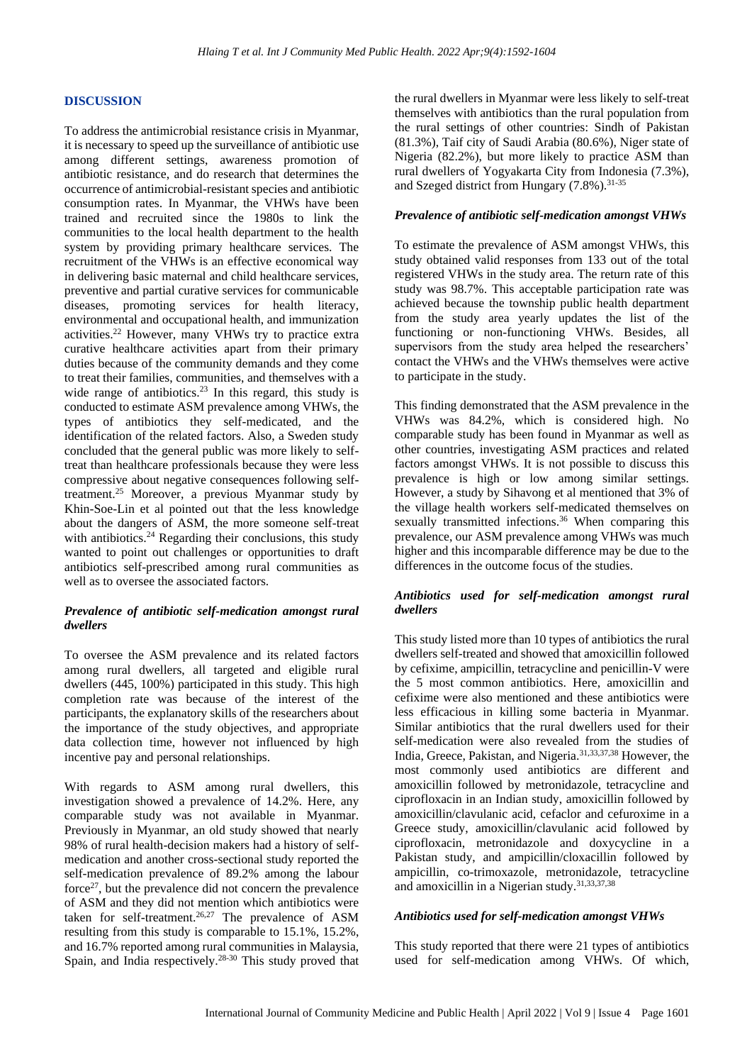## DISCUSSION

To address the antimicrobial resistance crisis in Myanmar, it is necessary to speed up the surveillance of antibiotic use among different settings, awareness promotion of antibiotic resistance, and do research that determines the occurrence of antimicrobial-resistant species and antibiotic consumption rates. In Myanmar, the VHWs have been trained and recruited since the 1980s to link the communities to the local health department to the health system by providing primary healthcare services. The recruitment of the VHWs is an effective economical way in delivering basic maternal and child healthcare services, preventive and partial curative services for communicable diseases, promoting services for health literacy, environmental and occupational health, and immunization activities.[22] However, many VHWs try to practice extra curative healthcare activities apart from their primary duties because of the community demands and they come to treat their families, communities, and themselves with a wide range of antibiotics.[23] In this regard, this study is conducted to estimate ASM prevalence among VHWs, the types of antibiotics they self-medicated, and the identification of the related factors. Also, a Sweden study concluded that the general public was more likely to self-treat than healthcare professionals because they were less compressive about negative consequences following self-treatment.[25] Moreover, a previous Myanmar study by Khin-Soe-Lin et al pointed out that the less knowledge about the dangers of ASM, the more someone self-treat with antibiotics.[24] Regarding their conclusions, this study wanted to point out challenges or opportunities to draft antibiotics self-prescribed among rural communities as well as to oversee the associated factors.

### *Prevalence of antibiotic self-medication amongst rural dwellers*

To oversee the ASM prevalence and its related factors among rural dwellers, all targeted and eligible rural dwellers (445, 100%) participated in this study. This high completion rate was because of the interest of the participants, the explanatory skills of the researchers about the importance of the study objectives, and appropriate data collection time, however not influenced by high incentive pay and personal relationships.

With regards to ASM among rural dwellers, this investigation showed a prevalence of 14.2%. Here, any comparable study was not available in Myanmar. Previously in Myanmar, an old study showed that nearly 98% of rural health-decision makers had a history of self-medication and another cross-sectional study reported the self-medication prevalence of 89.2% among the labour force[27], but the prevalence did not concern the prevalence of ASM and they did not mention which antibiotics were taken for self-treatment.[26,27] The prevalence of ASM resulting from this study is comparable to 15.1%, 15.2%, and 16.7% reported among rural communities in Malaysia, Spain, and India respectively.[28-30] This study proved that the rural dwellers in Myanmar were less likely to self-treat themselves with antibiotics than the rural population from the rural settings of other countries: Sindh of Pakistan (81.3%), Taif city of Saudi Arabia (80.6%), Niger state of Nigeria (82.2%), but more likely to practice ASM than rural dwellers of Yogyakarta City from Indonesia (7.3%), and Szeged district from Hungary (7.8%).[31-35]

### *Prevalence of antibiotic self-medication amongst VHWs*

To estimate the prevalence of ASM amongst VHWs, this study obtained valid responses from 133 out of the total registered VHWs in the study area. The return rate of this study was 98.7%. This acceptable participation rate was achieved because the township public health department from the study area yearly updates the list of the functioning or non-functioning VHWs. Besides, all supervisors from the study area helped the researchers' contact the VHWs and the VHWs themselves were active to participate in the study.

This finding demonstrated that the ASM prevalence in the VHWs was 84.2%, which is considered high. No comparable study has been found in Myanmar as well as other countries, investigating ASM practices and related factors amongst VHWs. It is not possible to discuss this prevalence is high or low among similar settings. However, a study by Sihavong et al mentioned that 3% of the village health workers self-medicated themselves on sexually transmitted infections.[36] When comparing this prevalence, our ASM prevalence among VHWs was much higher and this incomparable difference may be due to the differences in the outcome focus of the studies.

### *Antibiotics used for self-medication amongst rural dwellers*

This study listed more than 10 types of antibiotics the rural dwellers self-treated and showed that amoxicillin followed by cefixime, ampicillin, tetracycline and penicillin-V were the 5 most common antibiotics. Here, amoxicillin and cefixime were also mentioned and these antibiotics were less efficacious in killing some bacteria in Myanmar. Similar antibiotics that the rural dwellers used for their self-medication were also revealed from the studies of India, Greece, Pakistan, and Nigeria.[31,33,37,38] However, the most commonly used antibiotics are different and amoxicillin followed by metronidazole, tetracycline and ciprofloxacin in an Indian study, amoxicillin followed by amoxicillin/clavulanic acid, cefaclor and cefuroxime in a Greece study, amoxicillin/clavulanic acid followed by ciprofloxacin, metronidazole and doxycycline in a Pakistan study, and ampicillin/cloxacillin followed by ampicillin, co-trimoxazole, metronidazole, tetracycline and amoxicillin in a Nigerian study.[31,33,37,38]

### *Antibiotics used for self-medication amongst VHWs*

This study reported that there were 21 types of antibiotics used for self-medication among VHWs. Of which,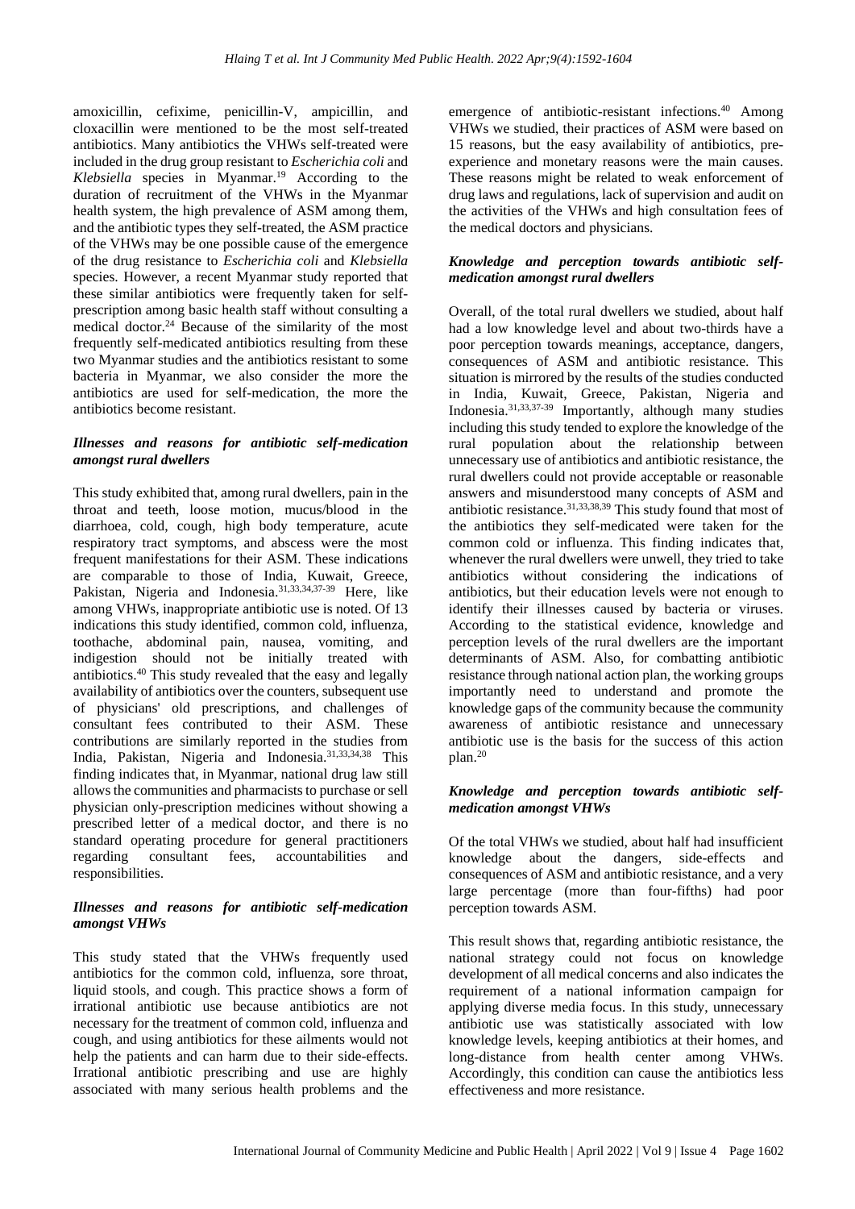amoxicillin, cefixime, penicillin-V, ampicillin, and cloxacillin were mentioned to be the most self-treated antibiotics. Many antibiotics the VHWs self-treated were included in the drug group resistant to *Escherichia coli* and *Klebsiella* species in Myanmar.[19] According to the duration of recruitment of the VHWs in the Myanmar health system, the high prevalence of ASM among them, and the antibiotic types they self-treated, the ASM practice of the VHWs may be one possible cause of the emergence of the drug resistance to *Escherichia coli* and *Klebsiella* species. However, a recent Myanmar study reported that these similar antibiotics were frequently taken for self-prescription among basic health staff without consulting a medical doctor.[24] Because of the similarity of the most frequently self-medicated antibiotics resulting from these two Myanmar studies and the antibiotics resistant to some bacteria in Myanmar, we also consider the more the antibiotics are used for self-medication, the more the antibiotics become resistant.

### *Illnesses and reasons for antibiotic self-medication amongst rural dwellers*

This study exhibited that, among rural dwellers, pain in the throat and teeth, loose motion, mucus/blood in the diarrhoea, cold, cough, high body temperature, acute respiratory tract symptoms, and abscess were the most frequent manifestations for their ASM. These indications are comparable to those of India, Kuwait, Greece, Pakistan, Nigeria and Indonesia.[31,33,34,37-39] Here, like among VHWs, inappropriate antibiotic use is noted. Of 13 indications this study identified, common cold, influenza, toothache, abdominal pain, nausea, vomiting, and indigestion should not be initially treated with antibiotics.[40] This study revealed that the easy and legally availability of antibiotics over the counters, subsequent use of physicians' old prescriptions, and challenges of consultant fees contributed to their ASM. These contributions are similarly reported in the studies from India, Pakistan, Nigeria and Indonesia.[31,33,34,38] This finding indicates that, in Myanmar, national drug law still allows the communities and pharmacists to purchase or sell physician only-prescription medicines without showing a prescribed letter of a medical doctor, and there is no standard operating procedure for general practitioners regarding consultant fees, accountabilities and responsibilities.

### *Illnesses and reasons for antibiotic self-medication amongst VHWs*

This study stated that the VHWs frequently used antibiotics for the common cold, influenza, sore throat, liquid stools, and cough. This practice shows a form of irrational antibiotic use because antibiotics are not necessary for the treatment of common cold, influenza and cough, and using antibiotics for these ailments would not help the patients and can harm due to their side-effects. Irrational antibiotic prescribing and use are highly associated with many serious health problems and the emergence of antibiotic-resistant infections.[40] Among VHWs we studied, their practices of ASM were based on 15 reasons, but the easy availability of antibiotics, pre-experience and monetary reasons were the main causes. These reasons might be related to weak enforcement of drug laws and regulations, lack of supervision and audit on the activities of the VHWs and high consultation fees of the medical doctors and physicians.

### *Knowledge and perception towards antibiotic self-medication amongst rural dwellers*

Overall, of the total rural dwellers we studied, about half had a low knowledge level and about two-thirds have a poor perception towards meanings, acceptance, dangers, consequences of ASM and antibiotic resistance. This situation is mirrored by the results of the studies conducted in India, Kuwait, Greece, Pakistan, Nigeria and Indonesia.[31,33,37-39] Importantly, although many studies including this study tended to explore the knowledge of the rural population about the relationship between unnecessary use of antibiotics and antibiotic resistance, the rural dwellers could not provide acceptable or reasonable answers and misunderstood many concepts of ASM and antibiotic resistance.[31,33,38,39] This study found that most of the antibiotics they self-medicated were taken for the common cold or influenza. This finding indicates that, whenever the rural dwellers were unwell, they tried to take antibiotics without considering the indications of antibiotics, but their education levels were not enough to identify their illnesses caused by bacteria or viruses. According to the statistical evidence, knowledge and perception levels of the rural dwellers are the important determinants of ASM. Also, for combatting antibiotic resistance through national action plan, the working groups importantly need to understand and promote the knowledge gaps of the community because the community awareness of antibiotic resistance and unnecessary antibiotic use is the basis for the success of this action plan.[20]

### *Knowledge and perception towards antibiotic self-medication amongst VHWs*

Of the total VHWs we studied, about half had insufficient knowledge about the dangers, side-effects and consequences of ASM and antibiotic resistance, and a very large percentage (more than four-fifths) had poor perception towards ASM.

This result shows that, regarding antibiotic resistance, the national strategy could not focus on knowledge development of all medical concerns and also indicates the requirement of a national information campaign for applying diverse media focus. In this study, unnecessary antibiotic use was statistically associated with low knowledge levels, keeping antibiotics at their homes, and long-distance from health center among VHWs. Accordingly, this condition can cause the antibiotics less effectiveness and more resistance.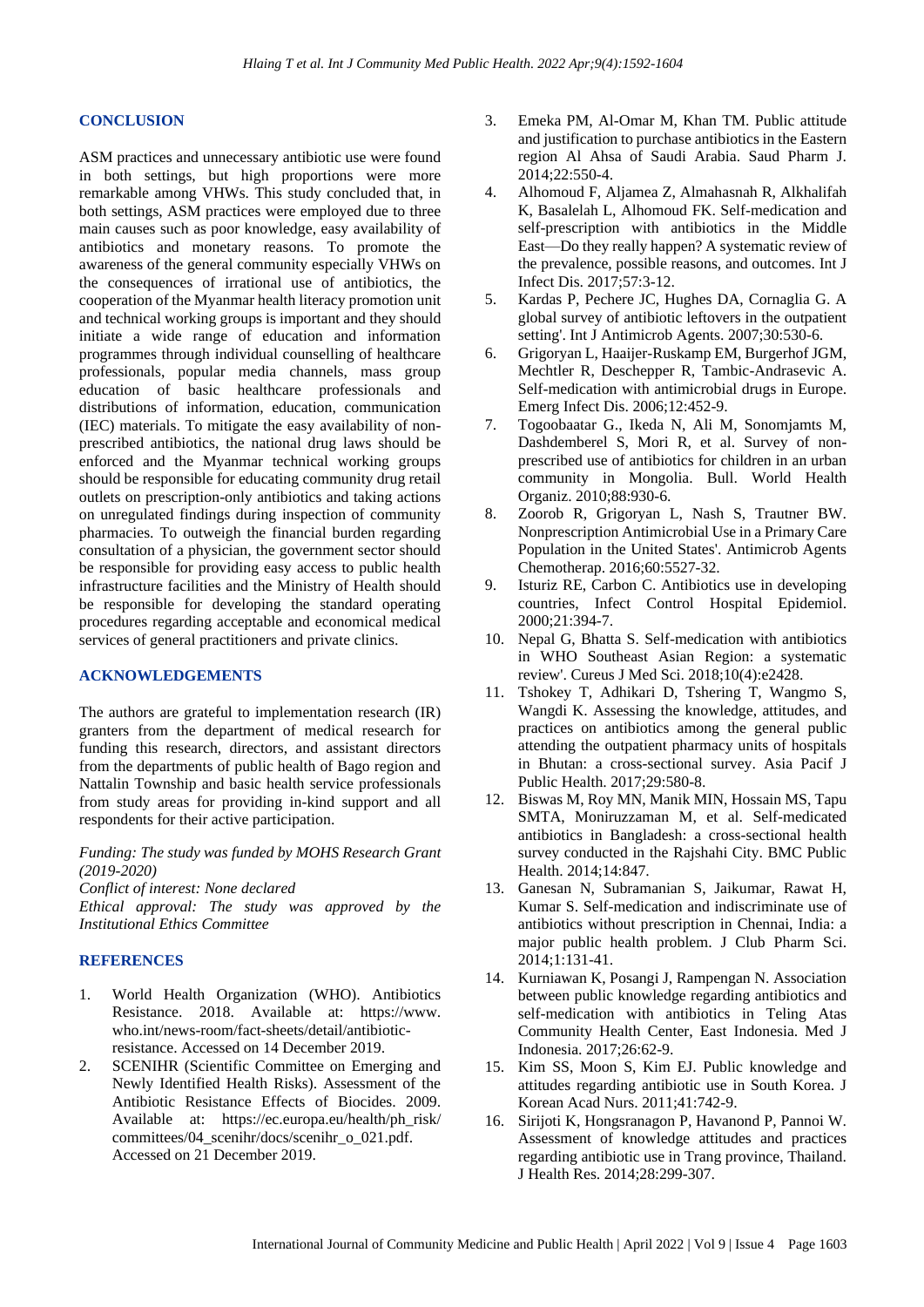## CONCLUSION

ASM practices and unnecessary antibiotic use were found in both settings, but high proportions were more remarkable among VHWs. This study concluded that, in both settings, ASM practices were employed due to three main causes such as poor knowledge, easy availability of antibiotics and monetary reasons. To promote the awareness of the general community especially VHWs on the consequences of irrational use of antibiotics, the cooperation of the Myanmar health literacy promotion unit and technical working groups is important and they should initiate a wide range of education and information programmes through individual counselling of healthcare professionals, popular media channels, mass group education of basic healthcare professionals and distributions of information, education, communication (IEC) materials. To mitigate the easy availability of non-prescribed antibiotics, the national drug laws should be enforced and the Myanmar technical working groups should be responsible for educating community drug retail outlets on prescription-only antibiotics and taking actions on unregulated findings during inspection of community pharmacies. To outweigh the financial burden regarding consultation of a physician, the government sector should be responsible for providing easy access to public health infrastructure facilities and the Ministry of Health should be responsible for developing the standard operating procedures regarding acceptable and economical medical services of general practitioners and private clinics.

## ACKNOWLEDGEMENTS

The authors are grateful to implementation research (IR) granters from the department of medical research for funding this research, directors, and assistant directors from the departments of public health of Bago region and Nattalin Township and basic health service professionals from study areas for providing in-kind support and all respondents for their active participation.

*Funding: The study was funded by MOHS Research Grant (2019-2020)*
*Conflict of interest: None declared*
*Ethical approval: The study was approved by the Institutional Ethics Committee*

## REFERENCES

1. World Health Organization (WHO). Antibiotics Resistance. 2018. Available at: https://www.who.int/news-room/fact-sheets/detail/antibiotic-resistance. Accessed on 14 December 2019.
2. SCENIHR (Scientific Committee on Emerging and Newly Identified Health Risks). Assessment of the Antibiotic Resistance Effects of Biocides. 2009. Available at: https://ec.europa.eu/health/ph_risk/committees/04_scenihr/docs/scenihr_o_021.pdf. Accessed on 21 December 2019.
3. Emeka PM, Al-Omar M, Khan TM. Public attitude and justification to purchase antibiotics in the Eastern region Al Ahsa of Saudi Arabia. Saud Pharm J. 2014;22:550-4.
4. Alhomoud F, Aljamea Z, Almahasnah R, Alkhalifah K, Basalelah L, Alhomoud FK. Self-medication and self-prescription with antibiotics in the Middle East—Do they really happen? A systematic review of the prevalence, possible reasons, and outcomes. Int J Infect Dis. 2017;57:3-12.
5. Kardas P, Pechere JC, Hughes DA, Cornaglia G. A global survey of antibiotic leftovers in the outpatient setting'. Int J Antimicrob Agents. 2007;30:530-6.
6. Grigoryan L, Haaijer-Ruskamp EM, Burgerhof JGM, Mechtler R, Deschepper R, Tambic-Andrasevic A. Self-medication with antimicrobial drugs in Europe. Emerg Infect Dis. 2006;12:452-9.
7. Togoobaatar G., Ikeda N, Ali M, Sonomjamts M, Dashdemberel S, Mori R, et al. Survey of non-prescribed use of antibiotics for children in an urban community in Mongolia. Bull. World Health Organiz. 2010;88:930-6.
8. Zoorob R, Grigoryan L, Nash S, Trautner BW. Nonprescription Antimicrobial Use in a Primary Care Population in the United States'. Antimicrob Agents Chemotherap. 2016;60:5527-32.
9. Isturiz RE, Carbon C. Antibiotics use in developing countries, Infect Control Hospital Epidemiol. 2000;21:394-7.
10. Nepal G, Bhatta S. Self-medication with antibiotics in WHO Southeast Asian Region: a systematic review'. Cureus J Med Sci. 2018;10(4):e2428.
11. Tshokey T, Adhikari D, Tshering T, Wangmo S, Wangdi K. Assessing the knowledge, attitudes, and practices on antibiotics among the general public attending the outpatient pharmacy units of hospitals in Bhutan: a cross-sectional survey. Asia Pacif J Public Health. 2017;29:580-8.
12. Biswas M, Roy MN, Manik MIN, Hossain MS, Tapu SMTA, Moniruzzaman M, et al. Self-medicated antibiotics in Bangladesh: a cross-sectional health survey conducted in the Rajshahi City. BMC Public Health. 2014;14:847.
13. Ganesan N, Subramanian S, Jaikumar, Rawat H, Kumar S. Self-medication and indiscriminate use of antibiotics without prescription in Chennai, India: a major public health problem. J Club Pharm Sci. 2014;1:131-41.
14. Kurniawan K, Posangi J, Rampengan N. Association between public knowledge regarding antibiotics and self-medication with antibiotics in Teling Atas Community Health Center, East Indonesia. Med J Indonesia. 2017;26:62-9.
15. Kim SS, Moon S, Kim EJ. Public knowledge and attitudes regarding antibiotic use in South Korea. J Korean Acad Nurs. 2011;41:742-9.
16. Sirijoti K, Hongsranagon P, Havanond P, Pannoi W. Assessment of knowledge attitudes and practices regarding antibiotic use in Trang province, Thailand. J Health Res. 2014;28:299-307.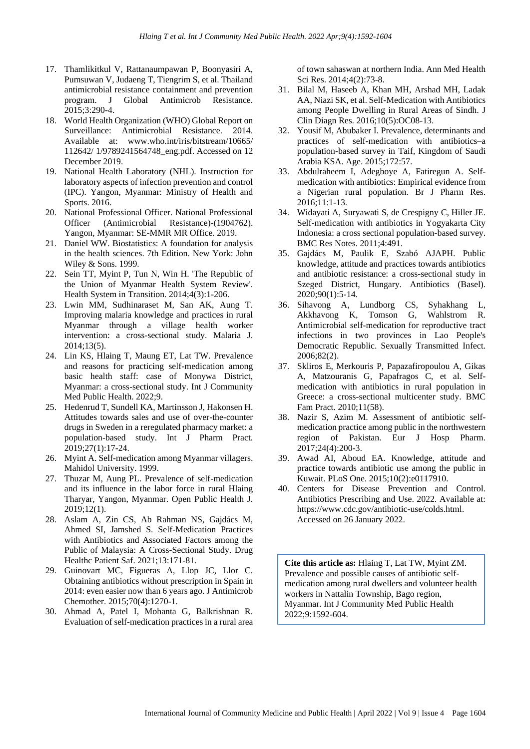17. Thamlikitkul V, Rattanaumpawan P, Boonyasiri A, Pumsuwan V, Judaeng T, Tiengrim S, et al. Thailand antimicrobial resistance containment and prevention program. J Global Antimicrob Resistance. 2015;3:290-4.
18. World Health Organization (WHO) Global Report on Surveillance: Antimicrobial Resistance. 2014. Available at: www.who.int/iris/bitstream/10665/ 112642/ 1/9789241564748_eng.pdf. Accessed on 12 December 2019.
19. National Health Laboratory (NHL). Instruction for laboratory aspects of infection prevention and control (IPC). Yangon, Myanmar: Ministry of Health and Sports. 2016.
20. National Professional Officer. National Professional Officer (Antimicrobial Resistance)-(1904762). Yangon, Myanmar: SE-MMR MR Office. 2019.
21. Daniel WW. Biostatistics: A foundation for analysis in the health sciences. 7th Edition. New York: John Wiley & Sons. 1999.
22. Sein TT, Myint P, Tun N, Win H. 'The Republic of the Union of Myanmar Health System Review'. Health System in Transition. 2014;4(3):1-206.
23. Lwin MM, Sudhinaraset M, San AK, Aung T. Improving malaria knowledge and practices in rural Myanmar through a village health worker intervention: a cross-sectional study. Malaria J. 2014;13(5).
24. Lin KS, Hlaing T, Maung ET, Lat TW. Prevalence and reasons for practicing self-medication among basic health staff: case of Monywa District, Myanmar: a cross-sectional study. Int J Community Med Public Health. 2022;9.
25. Hedenrud T, Sundell KA, Martinsson J, Hakonsen H. Attitudes towards sales and use of over-the-counter drugs in Sweden in a reregulated pharmacy market: a population-based study. Int J Pharm Pract. 2019;27(1):17-24.
26. Myint A. Self-medication among Myanmar villagers. Mahidol University. 1999.
27. Thuzar M, Aung PL. Prevalence of self-medication and its influence in the labor force in rural Hlaing Tharyar, Yangon, Myanmar. Open Public Health J. 2019;12(1).
28. Aslam A, Zin CS, Ab Rahman NS, Gajdács M, Ahmed SI, Jamshed S. Self-Medication Practices with Antibiotics and Associated Factors among the Public of Malaysia: A Cross-Sectional Study. Drug Healthc Patient Saf. 2021;13:171-81.
29. Guinovart MC, Figueras A, Llop JC, Llor C. Obtaining antibiotics without prescription in Spain in 2014: even easier now than 6 years ago. J Antimicrob Chemother. 2015;70(4):1270-1.
30. Ahmad A, Patel I, Mohanta G, Balkrishnan R. Evaluation of self-medication practices in a rural area of town sahaswan at northern India. Ann Med Health Sci Res. 2014;4(2):73-8.
31. Bilal M, Haseeb A, Khan MH, Arshad MH, Ladak AA, Niazi SK, et al. Self-Medication with Antibiotics among People Dwelling in Rural Areas of Sindh. J Clin Diagn Res. 2016;10(5):OC08-13.
32. Yousif M, Abubaker I. Prevalence, determinants and practices of self-medication with antibiotics–a population-based survey in Taif, Kingdom of Saudi Arabia KSA. Age. 2015;172:57.
33. Abdulraheem I, Adegboye A, Fatiregun A. Self-medication with antibiotics: Empirical evidence from a Nigerian rural population. Br J Pharm Res. 2016;11:1-13.
34. Widayati A, Suryawati S, de Crespigny C, Hiller JE. Self-medication with antibiotics in Yogyakarta City Indonesia: a cross sectional population-based survey. BMC Res Notes. 2011;4:491.
35. Gajdács M, Paulik E, Szabó AJAPH. Public knowledge, attitude and practices towards antibiotics and antibiotic resistance: a cross-sectional study in Szeged District, Hungary. Antibiotics (Basel). 2020;90(1):5-14.
36. Sihavong A, Lundborg CS, Syhakhang L, Akkhavong K, Tomson G, Wahlstrom R. Antimicrobial self-medication for reproductive tract infections in two provinces in Lao People's Democratic Republic. Sexually Transmitted Infect. 2006;82(2).
37. Skliros E, Merkouris P, Papazafiropoulou A, Gikas A, Matzouranis G, Papafragos C, et al. Self-medication with antibiotics in rural population in Greece: a cross-sectional multicenter study. BMC Fam Pract. 2010;11(58).
38. Nazir S, Azim M. Assessment of antibiotic self-medication practice among public in the northwestern region of Pakistan. Eur J Hosp Pharm. 2017;24(4):200-3.
39. Awad AI, Aboud EA. Knowledge, attitude and practice towards antibiotic use among the public in Kuwait. PLoS One. 2015;10(2):e0117910.
40. Centers for Disease Prevention and Control. Antibiotics Prescribing and Use. 2022. Available at: https://www.cdc.gov/antibiotic-use/colds.html. Accessed on 26 January 2022.

**Cite this article as:** Hlaing T, Lat TW, Myint ZM. Prevalence and possible causes of antibiotic self-medication among rural dwellers and volunteer health workers in Nattalin Township, Bago region, Myanmar. Int J Community Med Public Health 2022;9:1592-604.